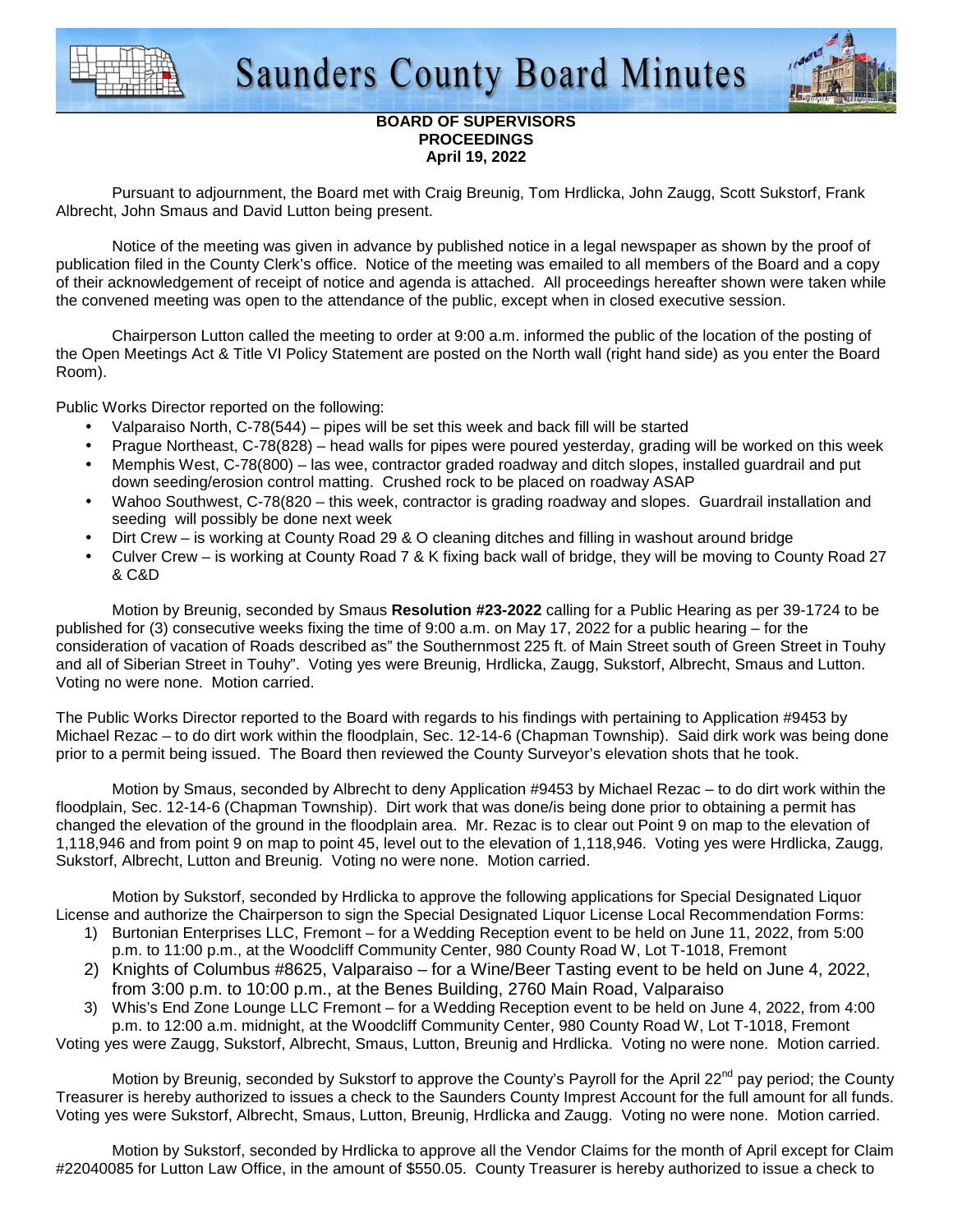# Saunders County Board Minutes

**BOARD OF SUPERVISORS**
**PROCEEDINGS**
**April 19, 2022**

Pursuant to adjournment, the Board met with Craig Breunig, Tom Hrdlicka, John Zaugg, Scott Sukstorf, Frank Albrecht, John Smaus and David Lutton being present.

Notice of the meeting was given in advance by published notice in a legal newspaper as shown by the proof of publication filed in the County Clerk's office. Notice of the meeting was emailed to all members of the Board and a copy of their acknowledgement of receipt of notice and agenda is attached. All proceedings hereafter shown were taken while the convened meeting was open to the attendance of the public, except when in closed executive session.

Chairperson Lutton called the meeting to order at 9:00 a.m. informed the public of the location of the posting of the Open Meetings Act & Title VI Policy Statement are posted on the North wall (right hand side) as you enter the Board Room).

Public Works Director reported on the following:

- Valparaiso North, C-78(544) – pipes will be set this week and back fill will be started
- Prague Northeast, C-78(828) – head walls for pipes were poured yesterday, grading will be worked on this week
- Memphis West, C-78(800) – las wee, contractor graded roadway and ditch slopes, installed guardrail and put down seeding/erosion control matting. Crushed rock to be placed on roadway ASAP
- Wahoo Southwest, C-78(820 – this week, contractor is grading roadway and slopes. Guardrail installation and seeding will possibly be done next week
- Dirt Crew – is working at County Road 29 & O cleaning ditches and filling in washout around bridge
- Culver Crew – is working at County Road 7 & K fixing back wall of bridge, they will be moving to County Road 27 & C&D

Motion by Breunig, seconded by Smaus **Resolution #23-2022** calling for a Public Hearing as per 39-1724 to be published for (3) consecutive weeks fixing the time of 9:00 a.m. on May 17, 2022 for a public hearing – for the consideration of vacation of Roads described as" the Southernmost 225 ft. of Main Street south of Green Street in Touhy and all of Siberian Street in Touhy". Voting yes were Breunig, Hrdlicka, Zaugg, Sukstorf, Albrecht, Smaus and Lutton. Voting no were none. Motion carried.

The Public Works Director reported to the Board with regards to his findings with pertaining to Application #9453 by Michael Rezac – to do dirt work within the floodplain, Sec. 12-14-6 (Chapman Township). Said dirk work was being done prior to a permit being issued. The Board then reviewed the County Surveyor's elevation shots that he took.

Motion by Smaus, seconded by Albrecht to deny Application #9453 by Michael Rezac – to do dirt work within the floodplain, Sec. 12-14-6 (Chapman Township). Dirt work that was done/is being done prior to obtaining a permit has changed the elevation of the ground in the floodplain area. Mr. Rezac is to clear out Point 9 on map to the elevation of 1,118,946 and from point 9 on map to point 45, level out to the elevation of 1,118,946. Voting yes were Hrdlicka, Zaugg, Sukstorf, Albrecht, Lutton and Breunig. Voting no were none. Motion carried.

Motion by Sukstorf, seconded by Hrdlicka to approve the following applications for Special Designated Liquor License and authorize the Chairperson to sign the Special Designated Liquor License Local Recommendation Forms:

1) Burtonian Enterprises LLC, Fremont – for a Wedding Reception event to be held on June 11, 2022, from 5:00 p.m. to 11:00 p.m., at the Woodcliff Community Center, 980 County Road W, Lot T-1018, Fremont
2) Knights of Columbus #8625, Valparaiso – for a Wine/Beer Tasting event to be held on June 4, 2022, from 3:00 p.m. to 10:00 p.m., at the Benes Building, 2760 Main Road, Valparaiso
3) Whis's End Zone Lounge LLC Fremont – for a Wedding Reception event to be held on June 4, 2022, from 4:00 p.m. to 12:00 a.m. midnight, at the Woodcliff Community Center, 980 County Road W, Lot T-1018, Fremont

Voting yes were Zaugg, Sukstorf, Albrecht, Smaus, Lutton, Breunig and Hrdlicka. Voting no were none. Motion carried.

Motion by Breunig, seconded by Sukstorf to approve the County's Payroll for the April 22nd pay period; the County Treasurer is hereby authorized to issues a check to the Saunders County Imprest Account for the full amount for all funds. Voting yes were Sukstorf, Albrecht, Smaus, Lutton, Breunig, Hrdlicka and Zaugg. Voting no were none. Motion carried.

Motion by Sukstorf, seconded by Hrdlicka to approve all the Vendor Claims for the month of April except for Claim #22040085 for Lutton Law Office, in the amount of $550.05. County Treasurer is hereby authorized to issue a check to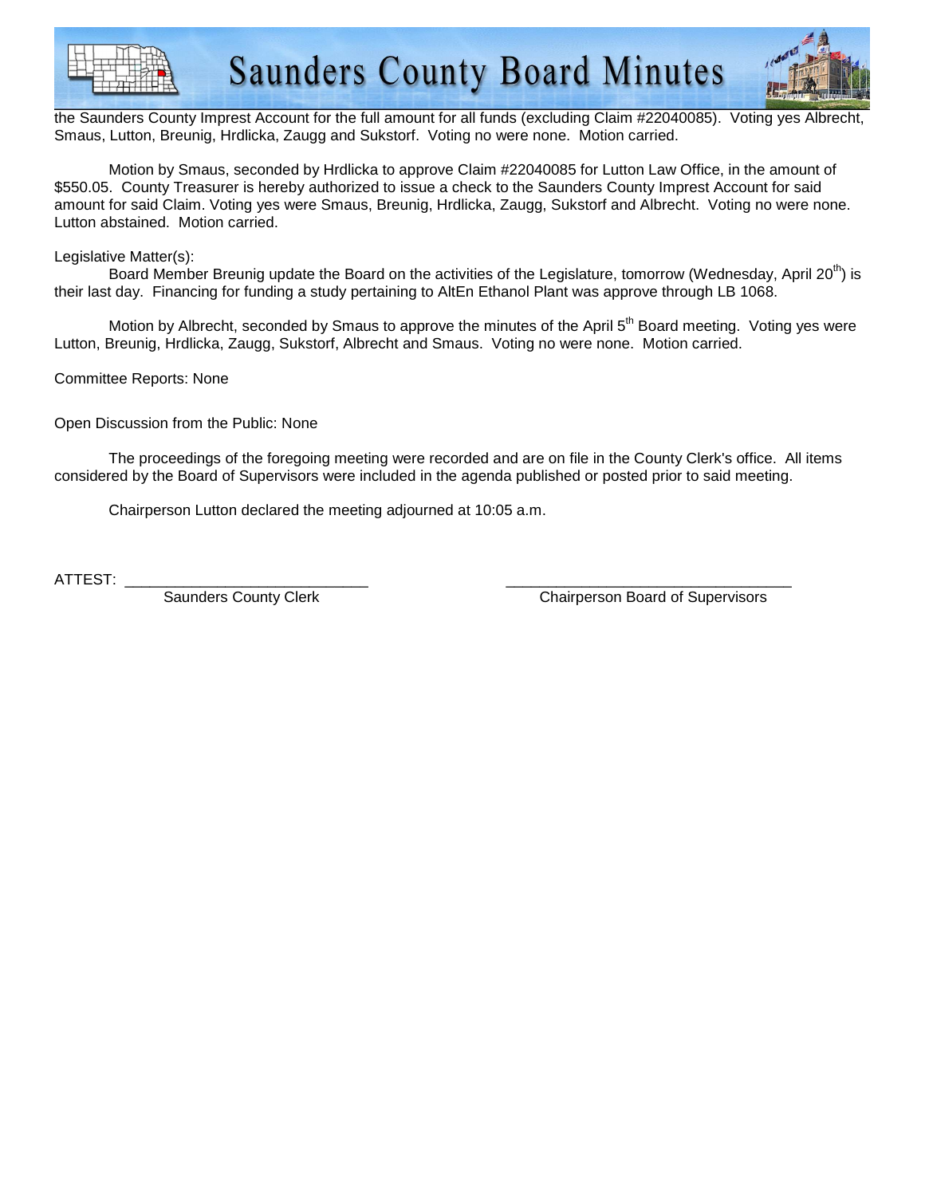the Saunders County Imprest Account for the full amount for all funds (excluding Claim #22040085). Voting yes Albrecht, Smaus, Lutton, Breunig, Hrdlicka, Zaugg and Sukstorf. Voting no were none. Motion carried.

Motion by Smaus, seconded by Hrdlicka to approve Claim #22040085 for Lutton Law Office, in the amount of $550.05. County Treasurer is hereby authorized to issue a check to the Saunders County Imprest Account for said amount for said Claim. Voting yes were Smaus, Breunig, Hrdlicka, Zaugg, Sukstorf and Albrecht. Voting no were none. Lutton abstained. Motion carried.

Legislative Matter(s):

Board Member Breunig update the Board on the activities of the Legislature, tomorrow (Wednesday, April 20th) is their last day. Financing for funding a study pertaining to AltEn Ethanol Plant was approve through LB 1068.

Motion by Albrecht, seconded by Smaus to approve the minutes of the April 5th Board meeting. Voting yes were Lutton, Breunig, Hrdlicka, Zaugg, Sukstorf, Albrecht and Smaus. Voting no were none. Motion carried.

Committee Reports: None

Open Discussion from the Public: None

The proceedings of the foregoing meeting were recorded and are on file in the County Clerk's office. All items considered by the Board of Supervisors were included in the agenda published or posted prior to said meeting.

Chairperson Lutton declared the meeting adjourned at 10:05 a.m.

ATTEST: ______________________________ ______________________________

Saunders County Clerk Chairperson Board of Supervisors